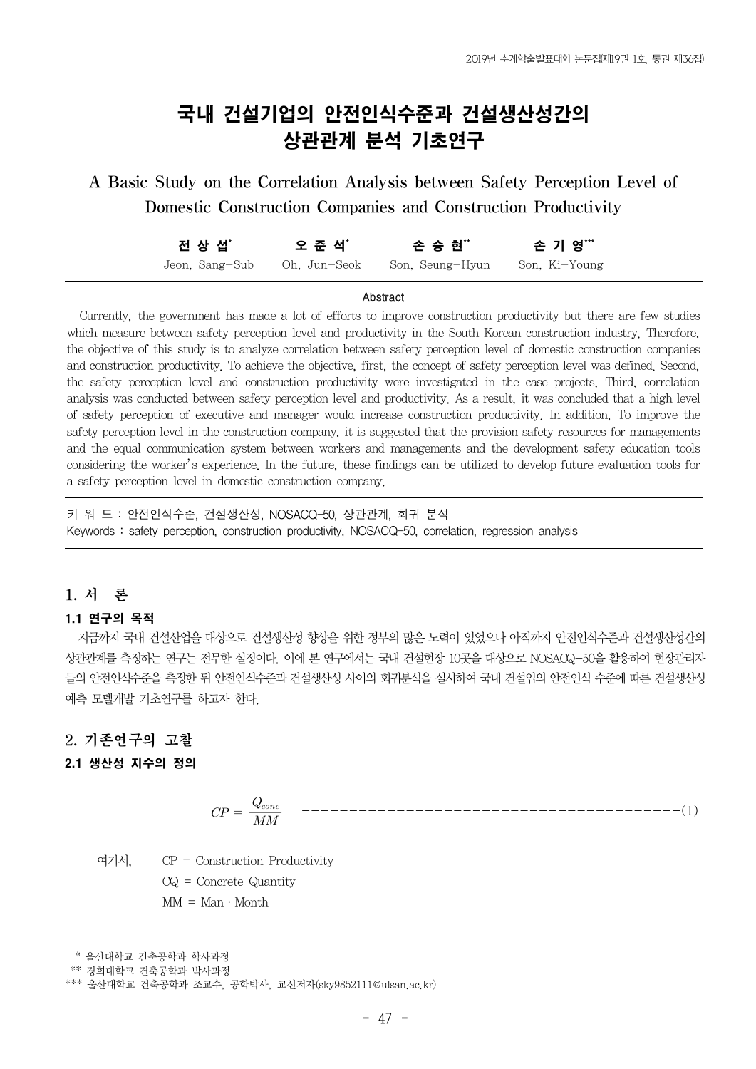# 국내 건설기업의 안전인식수준과 건설생산성간의 상관관계 분석 기초연구

## A Basic Study on the Correlation Analysis between Safety Perception Level of Domestic Construction Companies and Construction Productivity

**전 상 섭[*]** Jeon, Sang-Sub　　**오 준 석[*]** Oh, Jun-Seok　　**손 승 현[**]** Son, Seung-Hyun　　**손 기 영[***]** Son, Ki-Young

### Abstract

Currently, the government has made a lot of efforts to improve construction productivity but there are few studies which measure between safety perception level and productivity in the South Korean construction industry. Therefore, the objective of this study is to analyze correlation between safety perception level of domestic construction companies and construction productivity. To achieve the objective, first, the concept of safety perception level was defined. Second, the safety perception level and construction productivity were investigated in the case projects. Third, correlation analysis was conducted between safety perception level and productivity. As a result, it was concluded that a high level of safety perception of executive and manager would increase construction productivity. In addition, To improve the safety perception level in the construction company, it is suggested that the provision safety resources for managements and the equal communication system between workers and managements and the development safety education tools considering the worker's experience. In the future, these findings can be utilized to develop future evaluation tools for a safety perception level in domestic construction company.

키 워 드 : 안전인식수준, 건설생산성, NOSACQ-50, 상관관계, 회귀 분석

Keywords : safety perception, construction productivity, NOSACQ-50, correlation, regression analysis

## 1. 서　론

### 1.1 연구의 목적

지금까지 국내 건설산업을 대상으로 건설생산성 향상을 위한 정부의 많은 노력이 있었으나 아직까지 안전인식수준과 건설생산성간의 상관관계를 측정하는 연구는 전무한 실정이다. 이에 본 연구에서는 국내 건설현장 10곳을 대상으로 NOSACQ-50을 활용하여 현장관리자들의 안전인식수준을 측정한 뒤 안전인식수준과 건설생산성 사이의 회귀분석을 실시하여 국내 건설업의 안전인식 수준에 따른 건설생산성 예측 모델개발 기초연구를 하고자 한다.

## 2. 기존연구의 고찰

### 2.1 생산성 지수의 정의

$$CP = \frac{Q_{conc}}{MM} \quad \text{------------------------------------------(1)}$$

여기서,　CP = Construction Productivity

CQ = Concrete Quantity

MM = Man · Month

---

[*] 울산대학교 건축공학과 학사과정

[**] 경희대학교 건축공학과 박사과정

[***] 울산대학교 건축공학과 조교수, 공학박사, 교신저자(sky9852111@ulsan.ac.kr)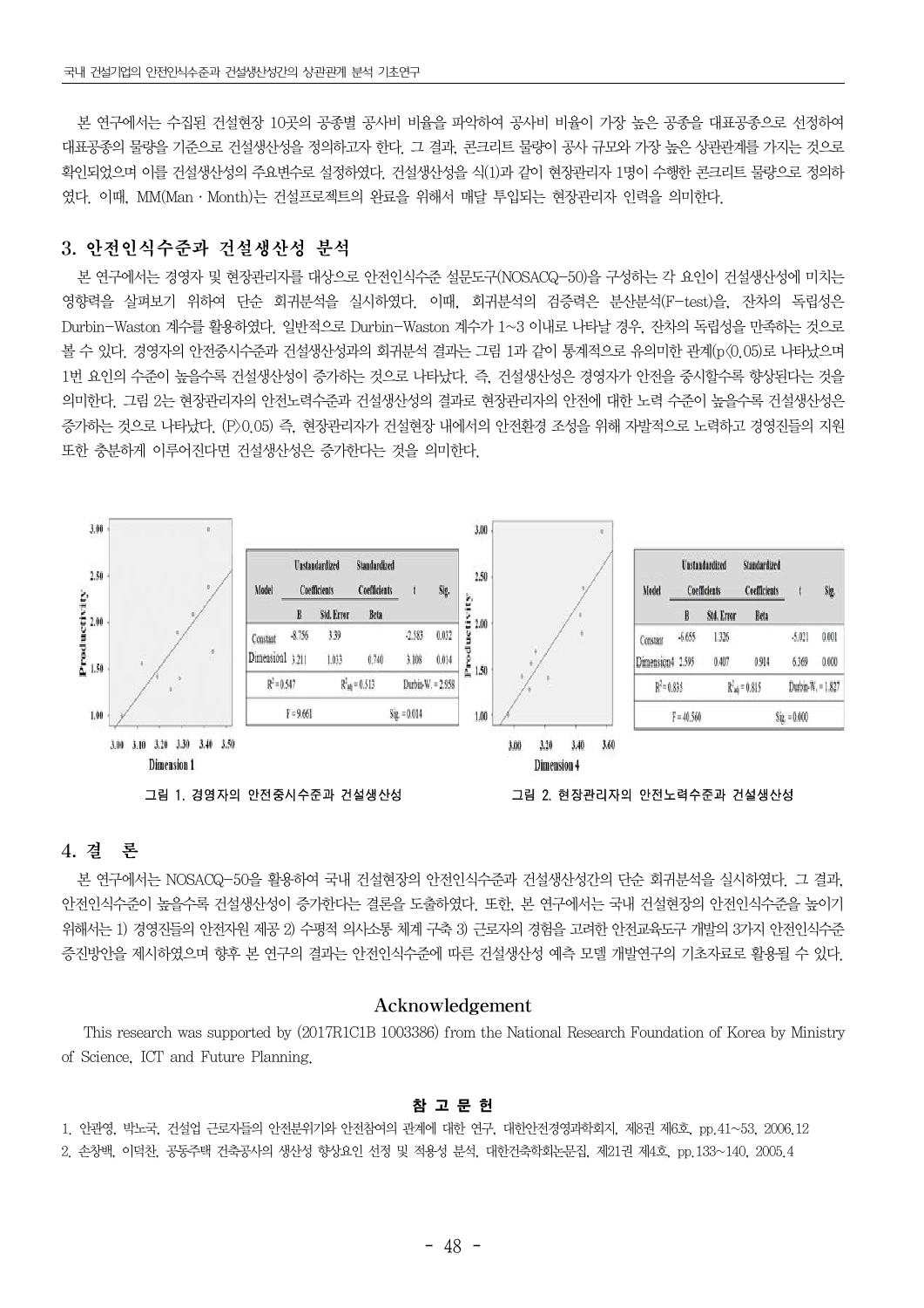본 연구에서는 수집된 건설현장 10곳의 공종별 공사비 비율을 파악하여 공사비 비율이 가장 높은 공종을 대표공종으로 선정하여 대표공종의 물량을 기준으로 건설생산성을 정의하고자 한다. 그 결과, 콘크리트 물량이 공사 규모와 가장 높은 상관관계를 가지는 것으로 확인되었으며 이를 건설생산성의 주요변수로 설정하였다. 건설생산성을 식(1)과 같이 현장관리자 1명이 수행한 콘크리트 물량으로 정의하였다. 이때, MM(Man · Month)는 건설프로젝트의 완료를 위해서 매달 투입되는 현장관리자 인력을 의미한다.

## 3. 안전인식수준과 건설생산성 분석

본 연구에서는 경영자 및 현장관리자를 대상으로 안전인식수준 설문도구(NOSACQ-50)을 구성하는 각 요인이 건설생산성에 미치는 영향력을 살펴보기 위하여 단순 회귀분석을 실시하였다. 이때, 회귀분석의 검증력은 분산분석(F-test)을, 잔차의 독립성은 Durbin-Waston 계수를 활용하였다. 일반적으로 Durbin-Waston 계수가 1~3 이내로 나타날 경우, 잔차의 독립성을 만족하는 것으로 볼 수 있다. 경영자의 안전중시수준과 건설생산성과의 회귀분석 결과는 그림 1과 같이 통계적으로 유의미한 관계($p<0.05$)로 나타났으며 1번 요인의 수준이 높을수록 건설생산성이 증가하는 것으로 나타났다. 즉, 건설생산성은 경영자가 안전을 중시할수록 향상된다는 것을 의미한다. 그림 2는 현장관리자의 안전노력수준과 건설생산성의 결과로 현장관리자의 안전에 대한 노력 수준이 높을수록 건설생산성은 증가하는 것으로 나타났다. ($P>0.05$) 즉, 현장관리자가 건설현장 내에서의 안전환경 조성을 위해 자발적으로 노력하고 경영진들의 지원 또한 충분하게 이루어진다면 건설생산성은 증가한다는 것을 의미한다.

Productivity
3.00
2.50
2.00
1.50
1.00
3.00 3.10 3.20 3.30 3.40 3.50
Dimension 1

| Model | Unstandardized Coefficients | | Standardized Coefficients | t | Sig. |
|---|---|---|---|---|---|
| | B | Std. Error | Beta | | |
| Constant | -8.756 | 3.39 | | -2.583 | 0.032 |
| Dimension1 | 3.211 | 1.033 | 0.740 | 3.108 | 0.014 |
| $R^2=0.547$ | | $R^2_{adj}=0.513$ | | Durbin-W. = 2.958 | |
| F = 9.661 | | | Sig. = 0.014 | | |

그림 1. 경영자의 안전중시수준과 건설생산성

Productivity
3.00
2.50
2.00
1.50
1.00
3.00 3.20 3.40 3.60
Dimension 4

| Model | Unstandardized Coefficients | | Standardized Coefficients | t | Sig. |
|---|---|---|---|---|---|
| | B | Std. Error | Beta | | |
| Constant | -6.655 | 1.326 | | -5.021 | 0.001 |
| Dimension4 | 2.595 | 0.407 | 0.914 | 6.369 | 0.000 |
| $R^2=0.835$ | | $R^2_{adj}=0.815$ | | Durbin-W. = 1.827 | |
| F = 40.560 | | | Sig. = 0.000 | | |

그림 2. 현장관리자의 안전노력수준과 건설생산성

## 4. 결 론

본 연구에서는 NOSACQ-50을 활용하여 국내 건설현장의 안전인식수준과 건설생산성간의 단순 회귀분석을 실시하였다. 그 결과, 안전인식수준이 높을수록 건설생산성이 증가한다는 결론을 도출하였다. 또한, 본 연구에서는 국내 건설현장의 안전인식수준을 높이기 위해서는 1) 경영진들의 안전지원 제공 2) 수평적 의사소통 체계 구축 3) 근로자의 경험을 고려한 안전교육도구 개발의 3가지 안전인식수준 증진방안을 제시하였으며 향후 본 연구의 결과는 안전인식수준에 따른 건설생산성 예측 모델 개발연구의 기초자료로 활용될 수 있다.

## Acknowledgement

This research was supported by (2017R1C1B 1003386) from the National Research Foundation of Korea by Ministry of Science, ICT and Future Planning.

## 참 고 문 헌

1. 안관영, 박노국, 건설업 근로자들의 안전분위기와 안전참여의 관계에 대한 연구, 대한안전경영과학회지, 제8권 제6호, pp.41~53, 2006.12
2. 손창백, 이덕찬, 공동주택 건축공사의 생산성 향상요인 선정 및 적용성 분석, 대한건축학회논문집, 제21권 제4호, pp.133~140, 2005.4